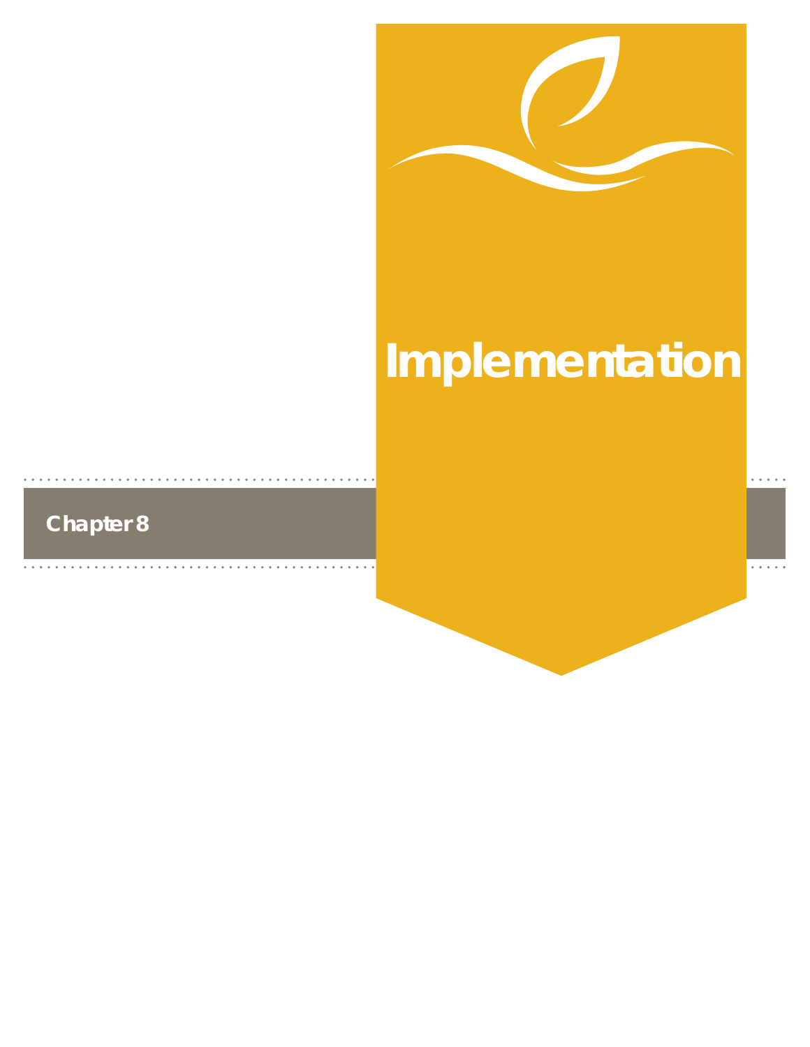# Implementation

Chapter 8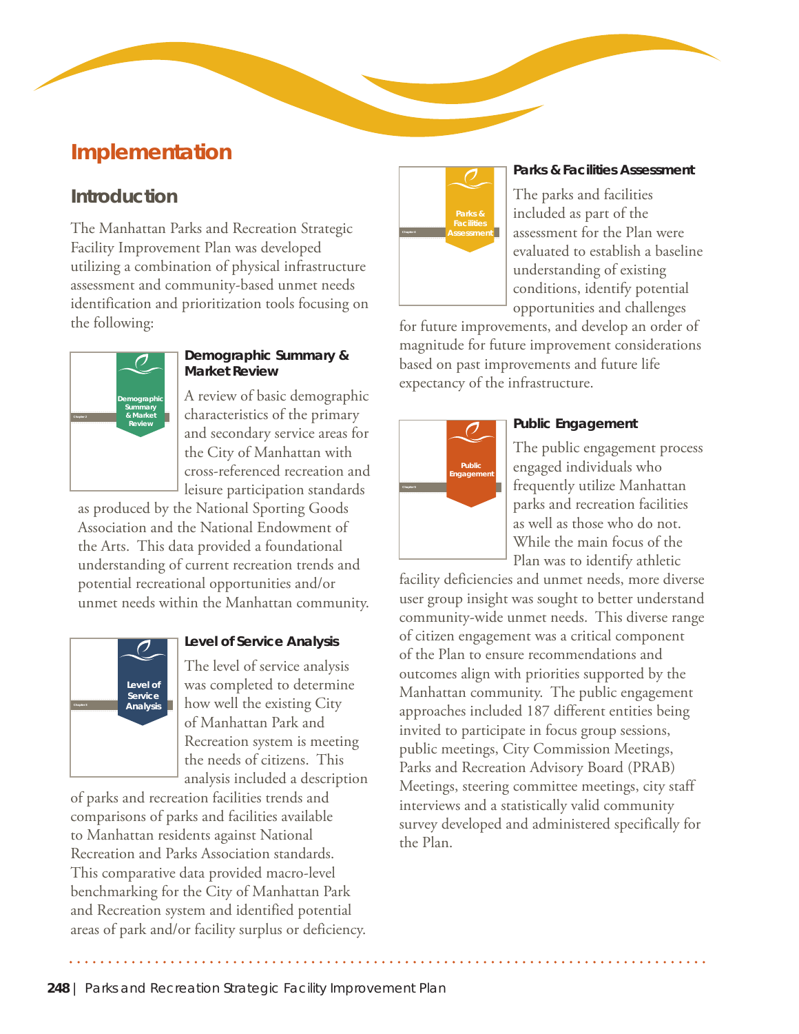# Implementation

## Introduction

The Manhattan Parks and Recreation Strategic Facility Improvement Plan was developed utilizing a combination of physical infrastructure assessment and community-based unmet needs identification and prioritization tools focusing on the following:

### Demographic Summary & Market Review

A review of basic demographic characteristics of the primary and secondary service areas for the City of Manhattan with cross-referenced recreation and leisure participation standards as produced by the National Sporting Goods Association and the National Endowment of the Arts. This data provided a foundational understanding of current recreation trends and potential recreational opportunities and/or unmet needs within the Manhattan community.

### Level of Service Analysis

The level of service analysis was completed to determine how well the existing City of Manhattan Park and Recreation system is meeting the needs of citizens. This analysis included a description of parks and recreation facilities trends and comparisons of parks and facilities available to Manhattan residents against National Recreation and Parks Association standards. This comparative data provided macro-level benchmarking for the City of Manhattan Park and Recreation system and identified potential areas of park and/or facility surplus or deficiency.

### Parks & Facilities Assessment

The parks and facilities included as part of the assessment for the Plan were evaluated to establish a baseline understanding of existing conditions, identify potential opportunities and challenges for future improvements, and develop an order of magnitude for future improvement considerations based on past improvements and future life expectancy of the infrastructure.

### Public Engagement

The public engagement process engaged individuals who frequently utilize Manhattan parks and recreation facilities as well as those who do not. While the main focus of the Plan was to identify athletic facility deficiencies and unmet needs, more diverse user group insight was sought to better understand community-wide unmet needs. This diverse range of citizen engagement was a critical component of the Plan to ensure recommendations and outcomes align with priorities supported by the Manhattan community. The public engagement approaches included 187 different entities being invited to participate in focus group sessions, public meetings, City Commission Meetings, Parks and Recreation Advisory Board (PRAB) Meetings, steering committee meetings, city staff interviews and a statistically valid community survey developed and administered specifically for the Plan.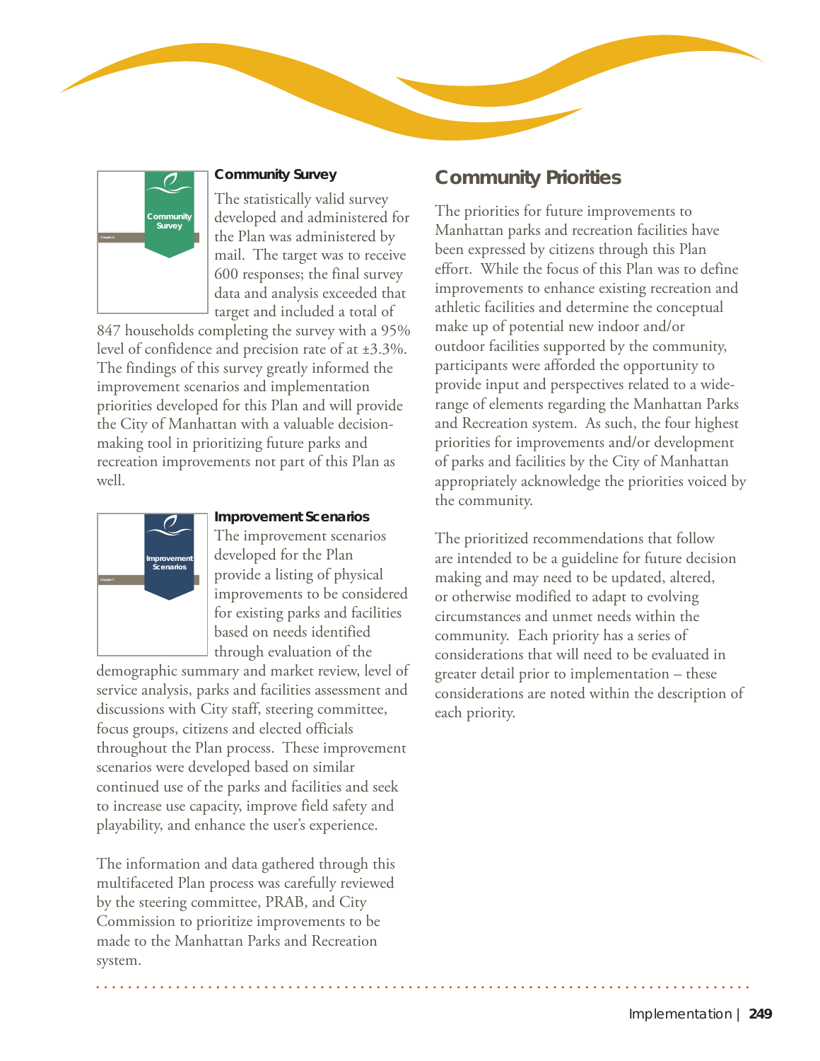### Community Survey

The statistically valid survey developed and administered for the Plan was administered by mail. The target was to receive 600 responses; the final survey data and analysis exceeded that target and included a total of 847 households completing the survey with a 95% level of confidence and precision rate of at ±3.3%. The findings of this survey greatly informed the improvement scenarios and implementation priorities developed for this Plan and will provide the City of Manhattan with a valuable decision-making tool in prioritizing future parks and recreation improvements not part of this Plan as well.

### Improvement Scenarios

The improvement scenarios developed for the Plan provide a listing of physical improvements to be considered for existing parks and facilities based on needs identified through evaluation of the demographic summary and market review, level of service analysis, parks and facilities assessment and discussions with City staff, steering committee, focus groups, citizens and elected officials throughout the Plan process. These improvement scenarios were developed based on similar continued use of the parks and facilities and seek to increase use capacity, improve field safety and playability, and enhance the user's experience.

The information and data gathered through this multifaceted Plan process was carefully reviewed by the steering committee, PRAB, and City Commission to prioritize improvements to be made to the Manhattan Parks and Recreation system.

## Community Priorities

The priorities for future improvements to Manhattan parks and recreation facilities have been expressed by citizens through this Plan effort. While the focus of this Plan was to define improvements to enhance existing recreation and athletic facilities and determine the conceptual make up of potential new indoor and/or outdoor facilities supported by the community, participants were afforded the opportunity to provide input and perspectives related to a wide-range of elements regarding the Manhattan Parks and Recreation system. As such, the four highest priorities for improvements and/or development of parks and facilities by the City of Manhattan appropriately acknowledge the priorities voiced by the community.

The prioritized recommendations that follow are intended to be a guideline for future decision making and may need to be updated, altered, or otherwise modified to adapt to evolving circumstances and unmet needs within the community. Each priority has a series of considerations that will need to be evaluated in greater detail prior to implementation – these considerations are noted within the description of each priority.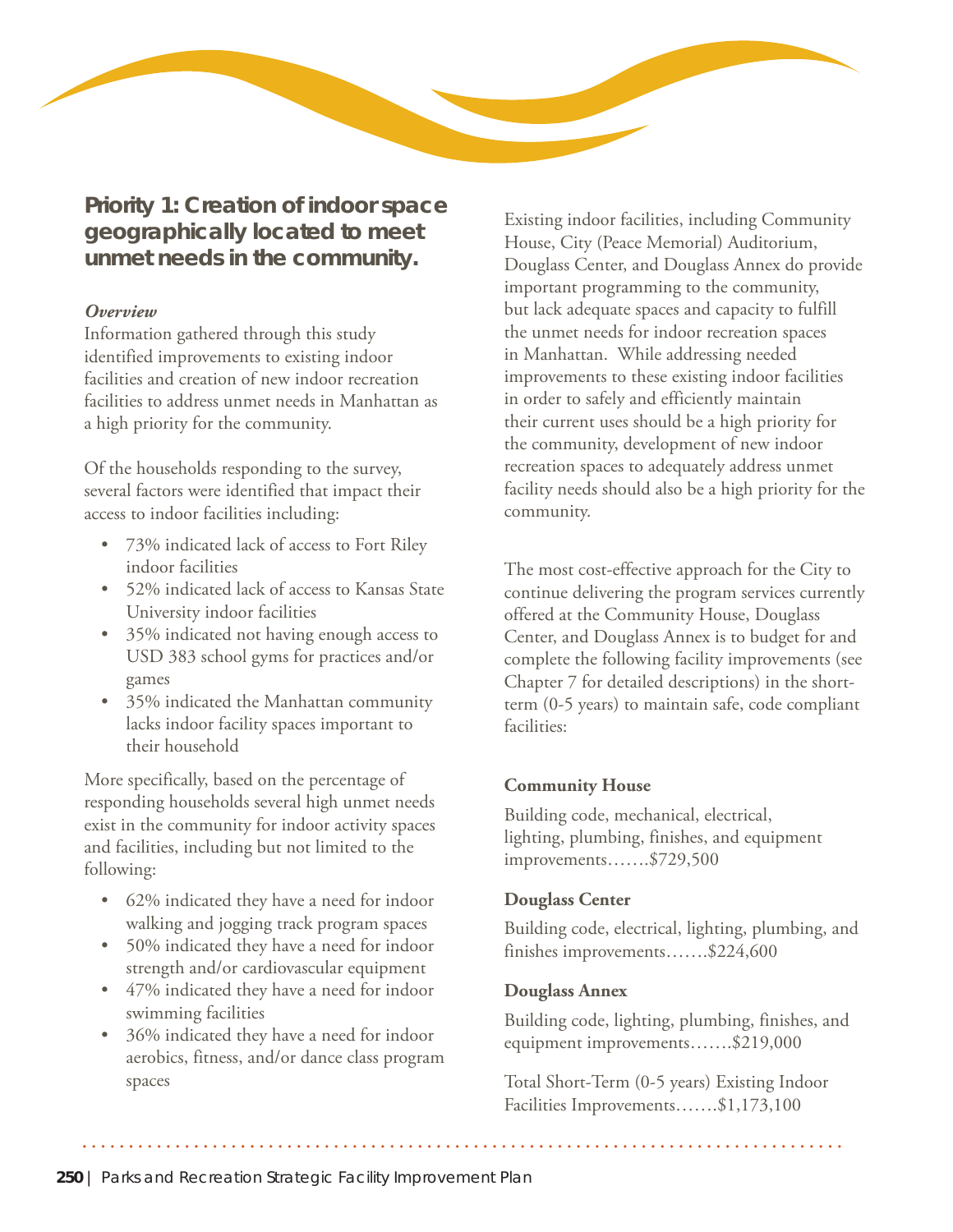## Priority 1: Creation of indoor space geographically located to meet unmet needs in the community.

*Overview*

Information gathered through this study identified improvements to existing indoor facilities and creation of new indoor recreation facilities to address unmet needs in Manhattan as a high priority for the community.

Of the households responding to the survey, several factors were identified that impact their access to indoor facilities including:

- 73% indicated lack of access to Fort Riley indoor facilities
- 52% indicated lack of access to Kansas State University indoor facilities
- 35% indicated not having enough access to USD 383 school gyms for practices and/or games
- 35% indicated the Manhattan community lacks indoor facility spaces important to their household

More specifically, based on the percentage of responding households several high unmet needs exist in the community for indoor activity spaces and facilities, including but not limited to the following:

- 62% indicated they have a need for indoor walking and jogging track program spaces
- 50% indicated they have a need for indoor strength and/or cardiovascular equipment
- 47% indicated they have a need for indoor swimming facilities
- 36% indicated they have a need for indoor aerobics, fitness, and/or dance class program spaces

Existing indoor facilities, including Community House, City (Peace Memorial) Auditorium, Douglass Center, and Douglass Annex do provide important programming to the community, but lack adequate spaces and capacity to fulfill the unmet needs for indoor recreation spaces in Manhattan. While addressing needed improvements to these existing indoor facilities in order to safely and efficiently maintain their current uses should be a high priority for the community, development of new indoor recreation spaces to adequately address unmet facility needs should also be a high priority for the community.

The most cost-effective approach for the City to continue delivering the program services currently offered at the Community House, Douglass Center, and Douglass Annex is to budget for and complete the following facility improvements (see Chapter 7 for detailed descriptions) in the short-term (0-5 years) to maintain safe, code compliant facilities:

**Community House**

Building code, mechanical, electrical, lighting, plumbing, finishes, and equipment improvements…….$729,500

**Douglass Center**

Building code, electrical, lighting, plumbing, and finishes improvements…….$224,600

**Douglass Annex**

Building code, lighting, plumbing, finishes, and equipment improvements…….$219,000

Total Short-Term (0-5 years) Existing Indoor Facilities Improvements…….$1,173,100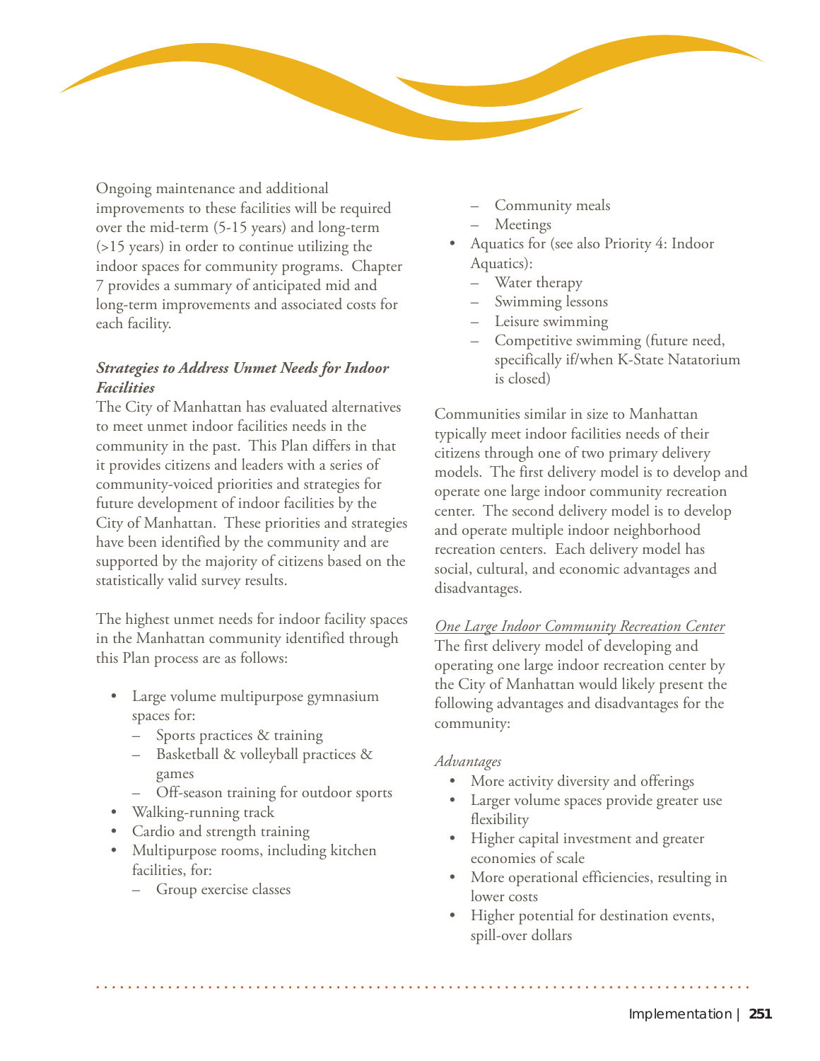Ongoing maintenance and additional improvements to these facilities will be required over the mid-term (5-15 years) and long-term (>15 years) in order to continue utilizing the indoor spaces for community programs. Chapter 7 provides a summary of anticipated mid and long-term improvements and associated costs for each facility.

***Strategies to Address Unmet Needs for Indoor Facilities***

The City of Manhattan has evaluated alternatives to meet unmet indoor facilities needs in the community in the past. This Plan differs in that it provides citizens and leaders with a series of community-voiced priorities and strategies for future development of indoor facilities by the City of Manhattan. These priorities and strategies have been identified by the community and are supported by the majority of citizens based on the statistically valid survey results.

The highest unmet needs for indoor facility spaces in the Manhattan community identified through this Plan process are as follows:

- Large volume multipurpose gymnasium spaces for:
  - Sports practices & training
  - Basketball & volleyball practices & games
  - Off-season training for outdoor sports
- Walking-running track
- Cardio and strength training
- Multipurpose rooms, including kitchen facilities, for:
  - Group exercise classes
  - Community meals
  - Meetings
- Aquatics for (see also Priority 4: Indoor Aquatics):
  - Water therapy
  - Swimming lessons
  - Leisure swimming
  - Competitive swimming (future need, specifically if/when K-State Natatorium is closed)

Communities similar in size to Manhattan typically meet indoor facilities needs of their citizens through one of two primary delivery models. The first delivery model is to develop and operate one large indoor community recreation center. The second delivery model is to develop and operate multiple indoor neighborhood recreation centers. Each delivery model has social, cultural, and economic advantages and disadvantages.

<u>*One Large Indoor Community Recreation Center*</u>

The first delivery model of developing and operating one large indoor recreation center by the City of Manhattan would likely present the following advantages and disadvantages for the community:

*Advantages*

- More activity diversity and offerings
- Larger volume spaces provide greater use flexibility
- Higher capital investment and greater economies of scale
- More operational efficiencies, resulting in lower costs
- Higher potential for destination events, spill-over dollars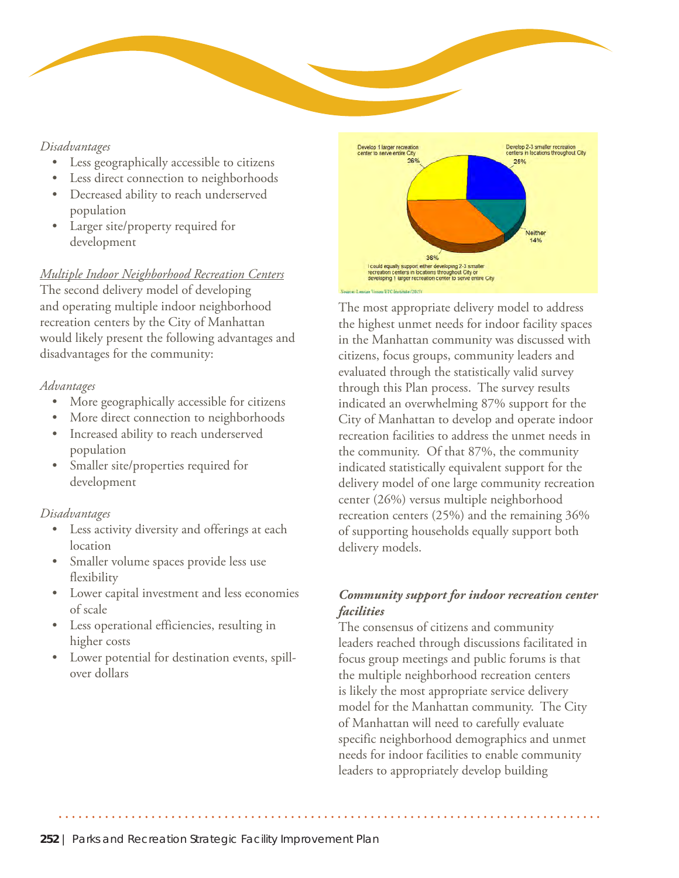*Disadvantages*

- Less geographically accessible to citizens
- Less direct connection to neighborhoods
- Decreased ability to reach underserved population
- Larger site/property required for development

*Multiple Indoor Neighborhood Recreation Centers*

The second delivery model of developing and operating multiple indoor neighborhood recreation centers by the City of Manhattan would likely present the following advantages and disadvantages for the community:

*Advantages*

- More geographically accessible for citizens
- More direct connection to neighborhoods
- Increased ability to reach underserved population
- Smaller site/properties required for development

*Disadvantages*

- Less activity diversity and offerings at each location
- Smaller volume spaces provide less use flexibility
- Lower capital investment and less economies of scale
- Less operational efficiencies, resulting in higher costs
- Lower potential for destination events, spill-over dollars

Develop 1 larger recreation center to serve entire City 26%

Develop 2-3 smaller recreation centers in locations throughout City 25%

Neither 14%

36% I could equally support either developing 2-3 smaller recreation centers in locations throughout City or developing 1 larger recreation center to serve entire City

Source: Leisure Vision/ETC Institute (2015)

The most appropriate delivery model to address the highest unmet needs for indoor facility spaces in the Manhattan community was discussed with citizens, focus groups, community leaders and evaluated through the statistically valid survey through this Plan process. The survey results indicated an overwhelming 87% support for the City of Manhattan to develop and operate indoor recreation facilities to address the unmet needs in the community. Of that 87%, the community indicated statistically equivalent support for the delivery model of one large community recreation center (26%) versus multiple neighborhood recreation centers (25%) and the remaining 36% of supporting households equally support both delivery models.

***Community support for indoor recreation center facilities***

The consensus of citizens and community leaders reached through discussions facilitated in focus group meetings and public forums is that the multiple neighborhood recreation centers is likely the most appropriate service delivery model for the Manhattan community. The City of Manhattan will need to carefully evaluate specific neighborhood demographics and unmet needs for indoor facilities to enable community leaders to appropriately develop building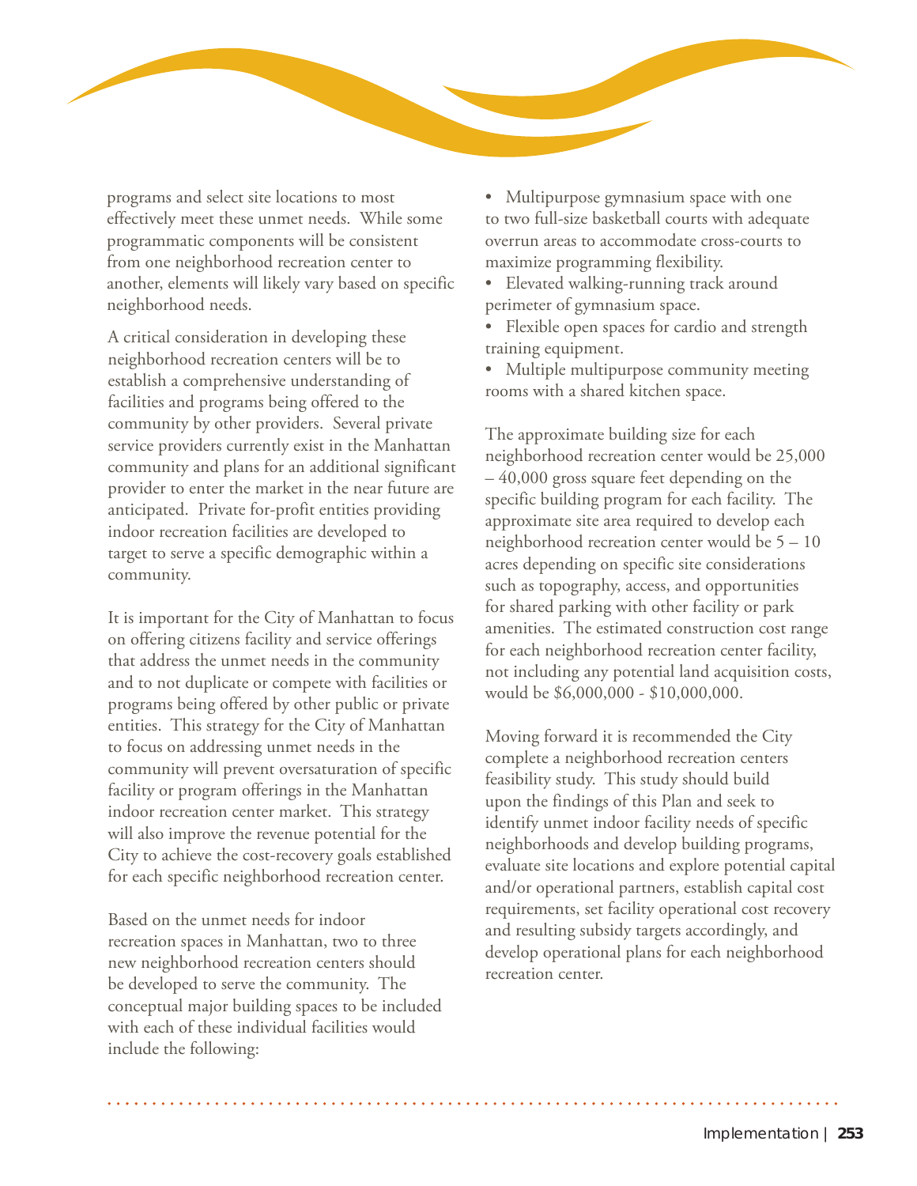programs and select site locations to most effectively meet these unmet needs. While some programmatic components will be consistent from one neighborhood recreation center to another, elements will likely vary based on specific neighborhood needs.

A critical consideration in developing these neighborhood recreation centers will be to establish a comprehensive understanding of facilities and programs being offered to the community by other providers. Several private service providers currently exist in the Manhattan community and plans for an additional significant provider to enter the market in the near future are anticipated. Private for-profit entities providing indoor recreation facilities are developed to target to serve a specific demographic within a community.

It is important for the City of Manhattan to focus on offering citizens facility and service offerings that address the unmet needs in the community and to not duplicate or compete with facilities or programs being offered by other public or private entities. This strategy for the City of Manhattan to focus on addressing unmet needs in the community will prevent oversaturation of specific facility or program offerings in the Manhattan indoor recreation center market. This strategy will also improve the revenue potential for the City to achieve the cost-recovery goals established for each specific neighborhood recreation center.

Based on the unmet needs for indoor recreation spaces in Manhattan, two to three new neighborhood recreation centers should be developed to serve the community. The conceptual major building spaces to be included with each of these individual facilities would include the following:

- Multipurpose gymnasium space with one to two full-size basketball courts with adequate overrun areas to accommodate cross-courts to maximize programming flexibility.
- Elevated walking-running track around perimeter of gymnasium space.
- Flexible open spaces for cardio and strength training equipment.
- Multiple multipurpose community meeting rooms with a shared kitchen space.

The approximate building size for each neighborhood recreation center would be 25,000 – 40,000 gross square feet depending on the specific building program for each facility. The approximate site area required to develop each neighborhood recreation center would be 5 – 10 acres depending on specific site considerations such as topography, access, and opportunities for shared parking with other facility or park amenities. The estimated construction cost range for each neighborhood recreation center facility, not including any potential land acquisition costs, would be $6,000,000 - $10,000,000.

Moving forward it is recommended the City complete a neighborhood recreation centers feasibility study. This study should build upon the findings of this Plan and seek to identify unmet indoor facility needs of specific neighborhoods and develop building programs, evaluate site locations and explore potential capital and/or operational partners, establish capital cost requirements, set facility operational cost recovery and resulting subsidy targets accordingly, and develop operational plans for each neighborhood recreation center.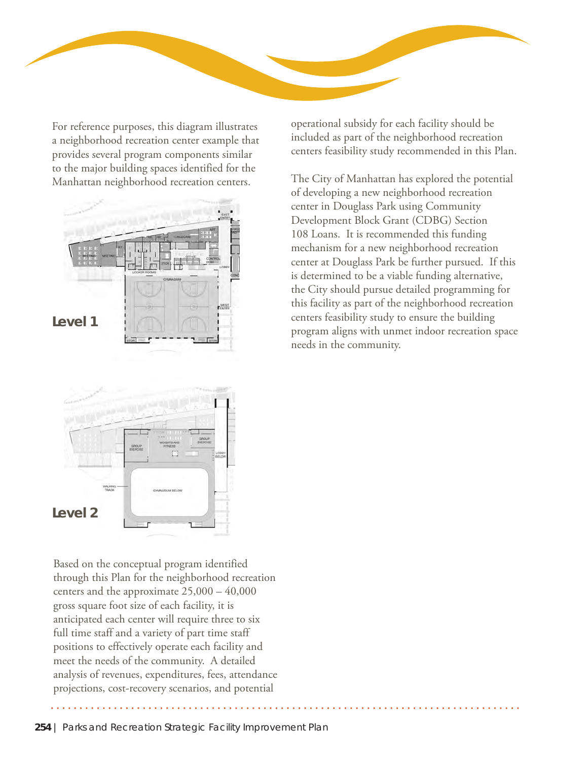For reference purposes, this diagram illustrates a neighborhood recreation center example that provides several program components similar to the major building spaces identified for the Manhattan neighborhood recreation centers.

**Level 1**

**Level 2**

Based on the conceptual program identified through this Plan for the neighborhood recreation centers and the approximate 25,000 – 40,000 gross square foot size of each facility, it is anticipated each center will require three to six full time staff and a variety of part time staff positions to effectively operate each facility and meet the needs of the community. A detailed analysis of revenues, expenditures, fees, attendance projections, cost-recovery scenarios, and potential operational subsidy for each facility should be included as part of the neighborhood recreation centers feasibility study recommended in this Plan.

The City of Manhattan has explored the potential of developing a new neighborhood recreation center in Douglass Park using Community Development Block Grant (CDBG) Section 108 Loans. It is recommended this funding mechanism for a new neighborhood recreation center at Douglass Park be further pursued. If this is determined to be a viable funding alternative, the City should pursue detailed programming for this facility as part of the neighborhood recreation centers feasibility study to ensure the building program aligns with unmet indoor recreation space needs in the community.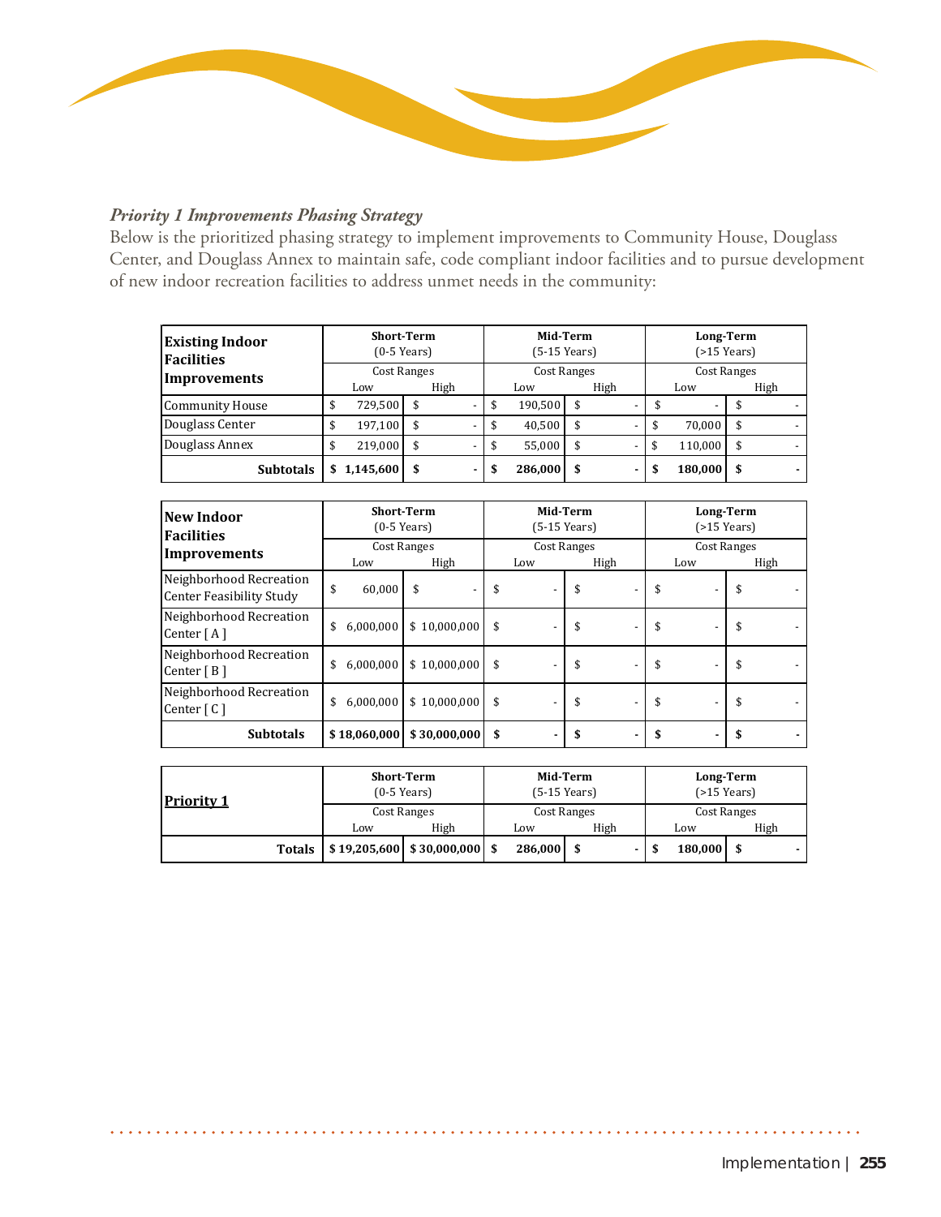### *Priority 1 Improvements Phasing Strategy*

Below is the prioritized phasing strategy to implement improvements to Community House, Douglass Center, and Douglass Annex to maintain safe, code compliant indoor facilities and to pursue development of new indoor recreation facilities to address unmet needs in the community:

| **Existing Indoor Facilities Improvements** | **Short-Term** (0-5 Years) | | **Mid-Term** (5-15 Years) | | **Long-Term** (>15 Years) | |
|---|---|---|---|---|---|---|
| | Cost Ranges | | Cost Ranges | | Cost Ranges | |
| | Low | High | Low | High | Low | High |
| Community House | $ 729,500 | $ - | $ 190,500 | $ - | $ - | $ - |
| Douglass Center | $ 197,100 | $ - | $ 40,500 | $ - | $ 70,000 | $ - |
| Douglass Annex | $ 219,000 | $ - | $ 55,000 | $ - | $ 110,000 | $ - |
| **Subtotals** | **$ 1,145,600** | **$ -** | **$ 286,000** | **$ -** | **$ 180,000** | **$ -** |

| **New Indoor Facilities Improvements** | **Short-Term** (0-5 Years) | | **Mid-Term** (5-15 Years) | | **Long-Term** (>15 Years) | |
|---|---|---|---|---|---|---|
| | Cost Ranges | | Cost Ranges | | Cost Ranges | |
| | Low | High | Low | High | Low | High |
| Neighborhood Recreation Center Feasibility Study | $ 60,000 | $ - | $ - | $ - | $ - | $ - |
| Neighborhood Recreation Center [ A ] | $ 6,000,000 | $ 10,000,000 | $ - | $ - | $ - | $ - |
| Neighborhood Recreation Center [ B ] | $ 6,000,000 | $ 10,000,000 | $ - | $ - | $ - | $ - |
| Neighborhood Recreation Center [ C ] | $ 6,000,000 | $ 10,000,000 | $ - | $ - | $ - | $ - |
| **Subtotals** | **$ 18,060,000** | **$ 30,000,000** | **$ -** | **$ -** | **$ -** | **$ -** |

| **Priority 1** | **Short-Term** (0-5 Years) | | **Mid-Term** (5-15 Years) | | **Long-Term** (>15 Years) | |
|---|---|---|---|---|---|---|
| | Cost Ranges | | Cost Ranges | | Cost Ranges | |
| | Low | High | Low | High | Low | High |
| **Totals** | **$ 19,205,600** | **$ 30,000,000** | **$ 286,000** | **$ -** | **$ 180,000** | **$ -** |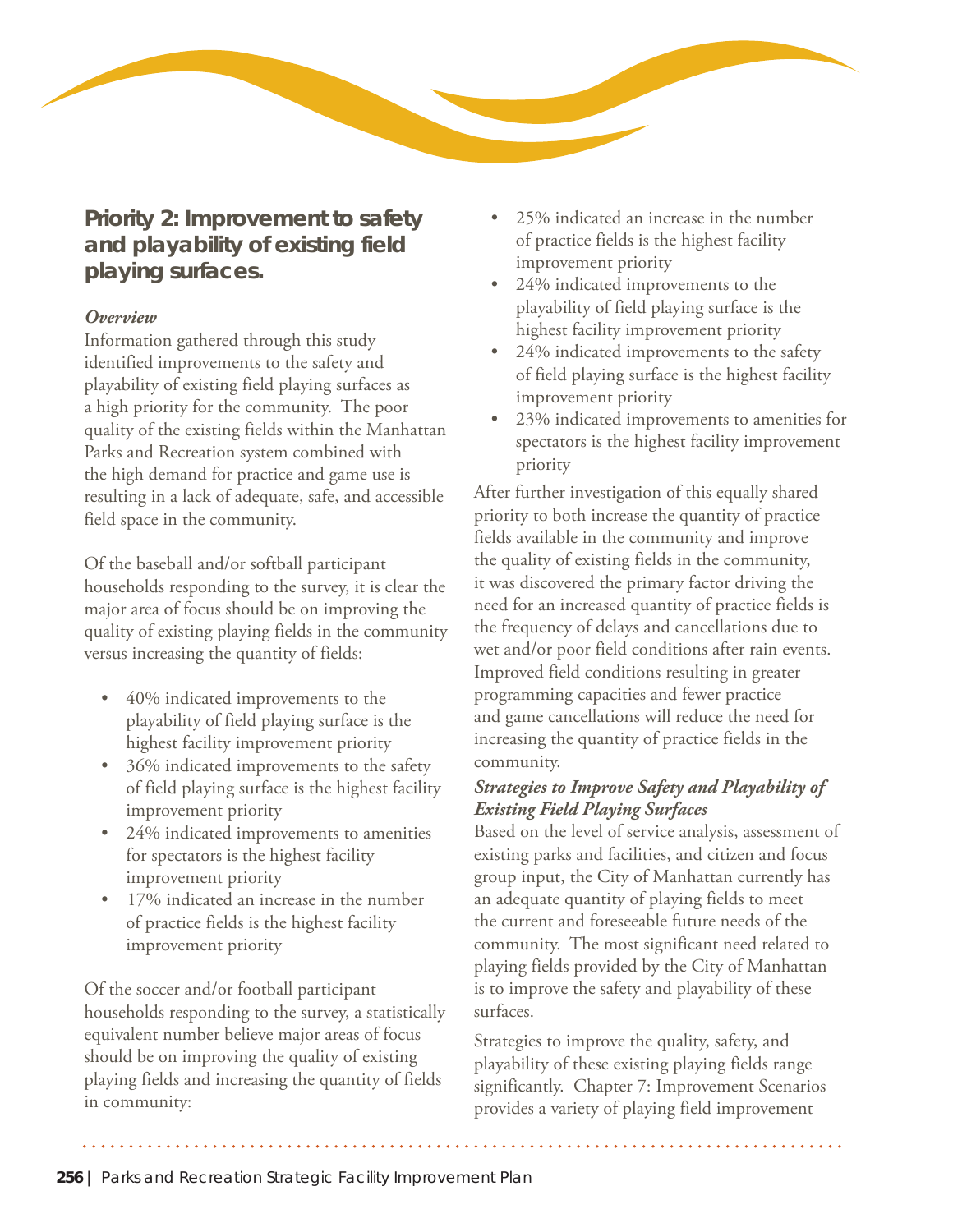## Priority 2: Improvement to safety and playability of existing field playing surfaces.

*Overview*

Information gathered through this study identified improvements to the safety and playability of existing field playing surfaces as a high priority for the community. The poor quality of the existing fields within the Manhattan Parks and Recreation system combined with the high demand for practice and game use is resulting in a lack of adequate, safe, and accessible field space in the community.

Of the baseball and/or softball participant households responding to the survey, it is clear the major area of focus should be on improving the quality of existing playing fields in the community versus increasing the quantity of fields:

- 40% indicated improvements to the playability of field playing surface is the highest facility improvement priority
- 36% indicated improvements to the safety of field playing surface is the highest facility improvement priority
- 24% indicated improvements to amenities for spectators is the highest facility improvement priority
- 17% indicated an increase in the number of practice fields is the highest facility improvement priority

Of the soccer and/or football participant households responding to the survey, a statistically equivalent number believe major areas of focus should be on improving the quality of existing playing fields and increasing the quantity of fields in community:

- 25% indicated an increase in the number of practice fields is the highest facility improvement priority
- 24% indicated improvements to the playability of field playing surface is the highest facility improvement priority
- 24% indicated improvements to the safety of field playing surface is the highest facility improvement priority
- 23% indicated improvements to amenities for spectators is the highest facility improvement priority

After further investigation of this equally shared priority to both increase the quantity of practice fields available in the community and improve the quality of existing fields in the community, it was discovered the primary factor driving the need for an increased quantity of practice fields is the frequency of delays and cancellations due to wet and/or poor field conditions after rain events. Improved field conditions resulting in greater programming capacities and fewer practice and game cancellations will reduce the need for increasing the quantity of practice fields in the community.

***Strategies to Improve Safety and Playability of Existing Field Playing Surfaces***

Based on the level of service analysis, assessment of existing parks and facilities, and citizen and focus group input, the City of Manhattan currently has an adequate quantity of playing fields to meet the current and foreseeable future needs of the community. The most significant need related to playing fields provided by the City of Manhattan is to improve the safety and playability of these surfaces.

Strategies to improve the quality, safety, and playability of these existing playing fields range significantly. Chapter 7: Improvement Scenarios provides a variety of playing field improvement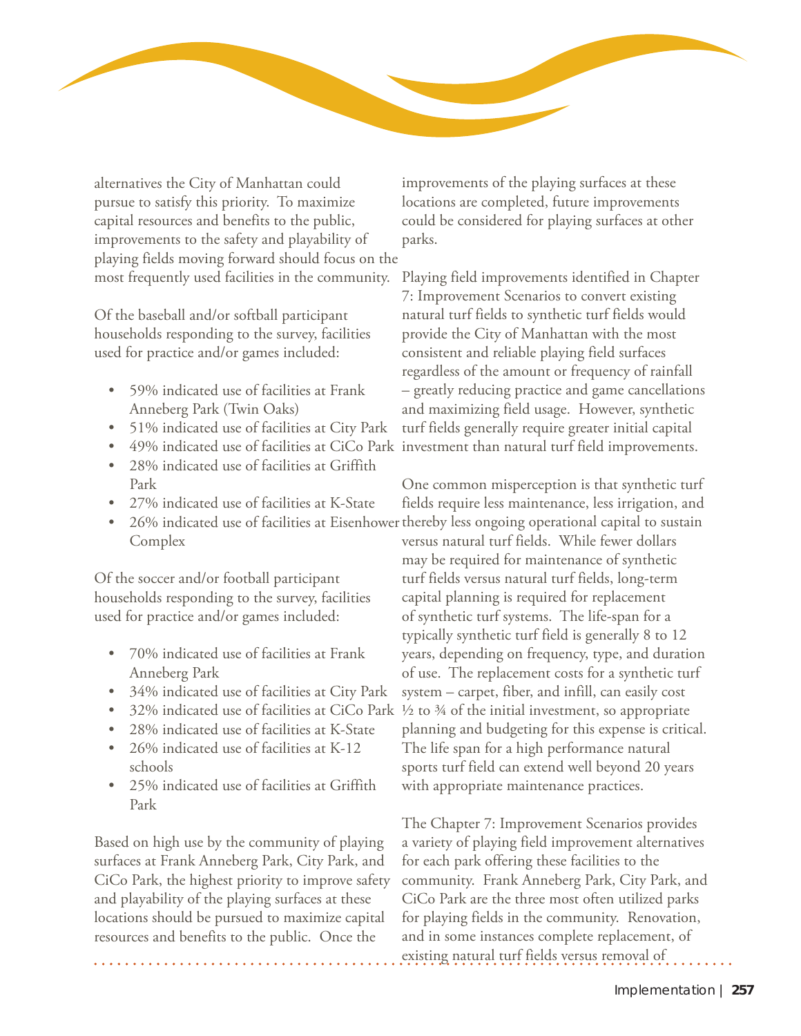alternatives the City of Manhattan could pursue to satisfy this priority. To maximize capital resources and benefits to the public, improvements to the safety and playability of playing fields moving forward should focus on the most frequently used facilities in the community.

Of the baseball and/or softball participant households responding to the survey, facilities used for practice and/or games included:

- 59% indicated use of facilities at Frank Anneberg Park (Twin Oaks)
- 51% indicated use of facilities at City Park
- 49% indicated use of facilities at CiCo Park
- 28% indicated use of facilities at Griffith Park
- 27% indicated use of facilities at K-State
- 26% indicated use of facilities at Eisenhower Complex

Of the soccer and/or football participant households responding to the survey, facilities used for practice and/or games included:

- 70% indicated use of facilities at Frank Anneberg Park
- 34% indicated use of facilities at City Park
- 32% indicated use of facilities at CiCo Park
- 28% indicated use of facilities at K-State
- 26% indicated use of facilities at K-12 schools
- 25% indicated use of facilities at Griffith Park

Based on high use by the community of playing surfaces at Frank Anneberg Park, City Park, and CiCo Park, the highest priority to improve safety and playability of the playing surfaces at these locations should be pursued to maximize capital resources and benefits to the public. Once the improvements of the playing surfaces at these locations are completed, future improvements could be considered for playing surfaces at other parks.

Playing field improvements identified in Chapter 7: Improvement Scenarios to convert existing natural turf fields to synthetic turf fields would provide the City of Manhattan with the most consistent and reliable playing field surfaces regardless of the amount or frequency of rainfall – greatly reducing practice and game cancellations and maximizing field usage. However, synthetic turf fields generally require greater initial capital investment than natural turf field improvements.

One common misperception is that synthetic turf fields require less maintenance, less irrigation, and thereby less ongoing operational capital to sustain versus natural turf fields. While fewer dollars may be required for maintenance of synthetic turf fields versus natural turf fields, long-term capital planning is required for replacement of synthetic turf systems. The life-span for a typically synthetic turf field is generally 8 to 12 years, depending on frequency, type, and duration of use. The replacement costs for a synthetic turf system – carpet, fiber, and infill, can easily cost ½ to ¾ of the initial investment, so appropriate planning and budgeting for this expense is critical. The life span for a high performance natural sports turf field can extend well beyond 20 years with appropriate maintenance practices.

The Chapter 7: Improvement Scenarios provides a variety of playing field improvement alternatives for each park offering these facilities to the community. Frank Anneberg Park, City Park, and CiCo Park are the three most often utilized parks for playing fields in the community. Renovation, and in some instances complete replacement, of existing natural turf fields versus removal of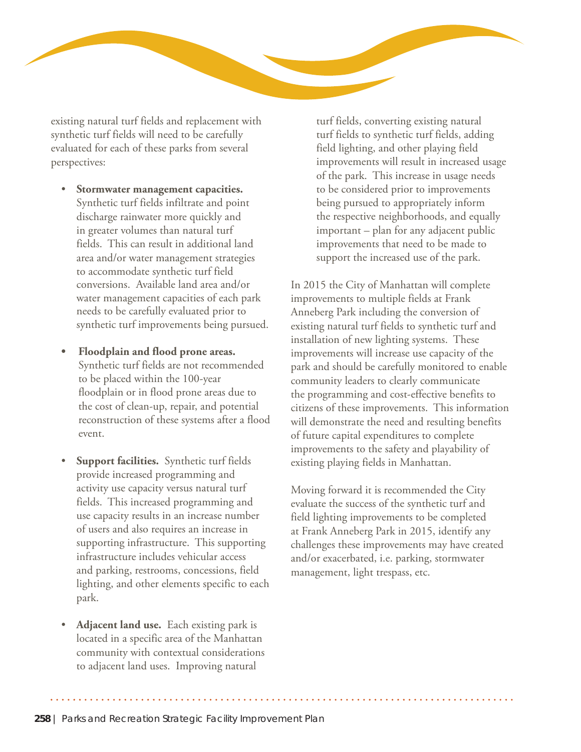existing natural turf fields and replacement with synthetic turf fields will need to be carefully evaluated for each of these parks from several perspectives:

- **Stormwater management capacities.** Synthetic turf fields infiltrate and point discharge rainwater more quickly and in greater volumes than natural turf fields. This can result in additional land area and/or water management strategies to accommodate synthetic turf field conversions. Available land area and/or water management capacities of each park needs to be carefully evaluated prior to synthetic turf improvements being pursued.

- **Floodplain and flood prone areas.** Synthetic turf fields are not recommended to be placed within the 100-year floodplain or in flood prone areas due to the cost of clean-up, repair, and potential reconstruction of these systems after a flood event.

- **Support facilities.** Synthetic turf fields provide increased programming and activity use capacity versus natural turf fields. This increased programming and use capacity results in an increase number of users and also requires an increase in supporting infrastructure. This supporting infrastructure includes vehicular access and parking, restrooms, concessions, field lighting, and other elements specific to each park.

- **Adjacent land use.** Each existing park is located in a specific area of the Manhattan community with contextual considerations to adjacent land uses. Improving natural turf fields, converting existing natural turf fields to synthetic turf fields, adding field lighting, and other playing field improvements will result in increased usage of the park. This increase in usage needs to be considered prior to improvements being pursued to appropriately inform the respective neighborhoods, and equally important – plan for any adjacent public improvements that need to be made to support the increased use of the park.

In 2015 the City of Manhattan will complete improvements to multiple fields at Frank Anneberg Park including the conversion of existing natural turf fields to synthetic turf and installation of new lighting systems. These improvements will increase use capacity of the park and should be carefully monitored to enable community leaders to clearly communicate the programming and cost-effective benefits to citizens of these improvements. This information will demonstrate the need and resulting benefits of future capital expenditures to complete improvements to the safety and playability of existing playing fields in Manhattan.

Moving forward it is recommended the City evaluate the success of the synthetic turf and field lighting improvements to be completed at Frank Anneberg Park in 2015, identify any challenges these improvements may have created and/or exacerbated, i.e. parking, stormwater management, light trespass, etc.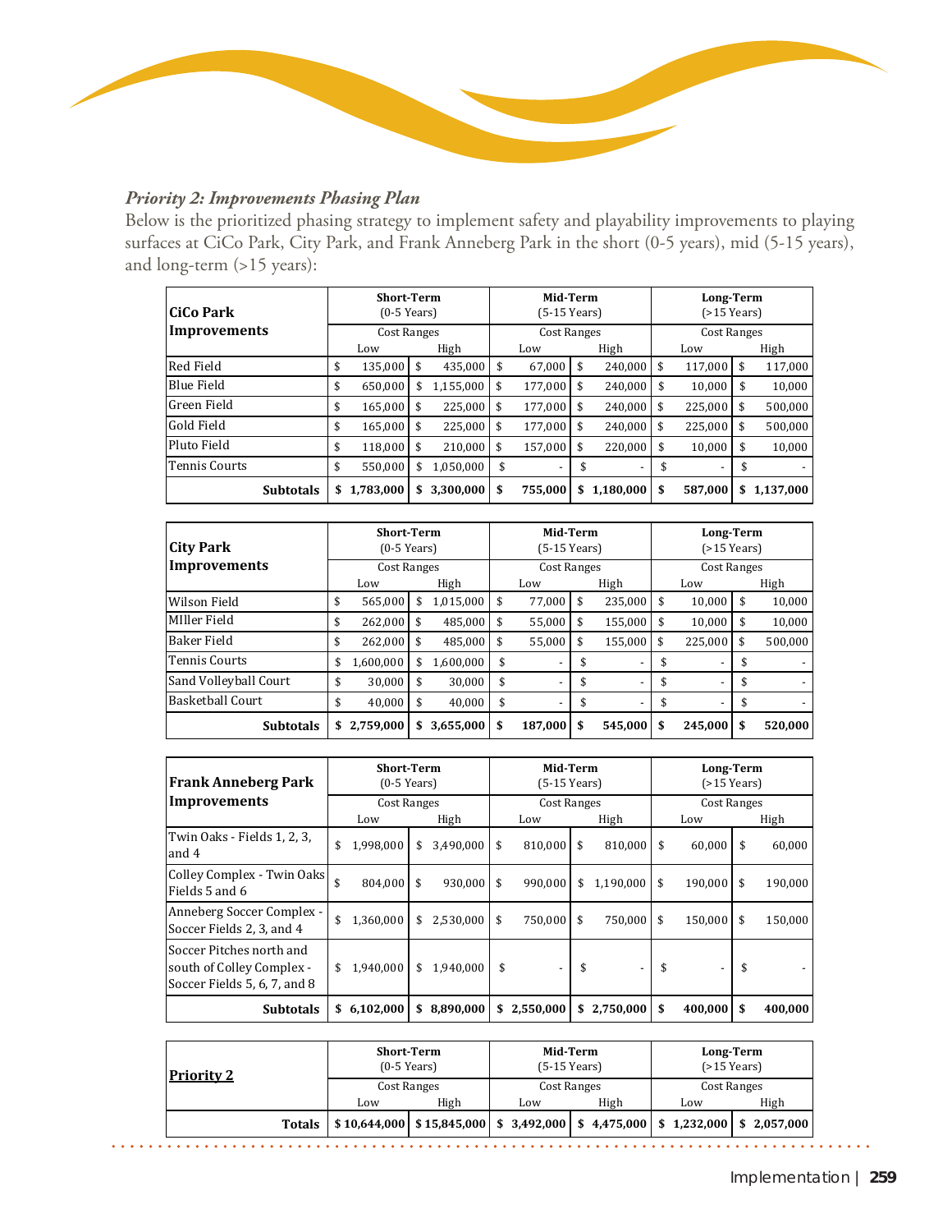### *Priority 2: Improvements Phasing Plan*

Below is the prioritized phasing strategy to implement safety and playability improvements to playing surfaces at CiCo Park, City Park, and Frank Anneberg Park in the short (0-5 years), mid (5-15 years), and long-term (>15 years):

| CiCo Park Improvements | Short-Term (0-5 Years) | | Mid-Term (5-15 Years) | | Long-Term (>15 Years) | |
|---|---|---|---|---|---|---|
| | Cost Ranges | | Cost Ranges | | Cost Ranges | |
| | Low | High | Low | High | Low | High |
| Red Field | $ 135,000 | $ 435,000 | $ 67,000 | $ 240,000 | $ 117,000 | $ 117,000 |
| Blue Field | $ 650,000 | $ 1,155,000 | $ 177,000 | $ 240,000 | $ 10,000 | $ 10,000 |
| Green Field | $ 165,000 | $ 225,000 | $ 177,000 | $ 240,000 | $ 225,000 | $ 500,000 |
| Gold Field | $ 165,000 | $ 225,000 | $ 177,000 | $ 240,000 | $ 225,000 | $ 500,000 |
| Pluto Field | $ 118,000 | $ 210,000 | $ 157,000 | $ 220,000 | $ 10,000 | $ 10,000 |
| Tennis Courts | $ 550,000 | $ 1,050,000 | $ - | $ - | $ - | $ - |
| **Subtotals** | **$ 1,783,000** | **$ 3,300,000** | **$ 755,000** | **$ 1,180,000** | **$ 587,000** | **$ 1,137,000** |

| City Park Improvements | Short-Term (0-5 Years) | | Mid-Term (5-15 Years) | | Long-Term (>15 Years) | |
|---|---|---|---|---|---|---|
| | Cost Ranges | | Cost Ranges | | Cost Ranges | |
| | Low | High | Low | High | Low | High |
| Wilson Field | $ 565,000 | $ 1,015,000 | $ 77,000 | $ 235,000 | $ 10,000 | $ 10,000 |
| MIller Field | $ 262,000 | $ 485,000 | $ 55,000 | $ 155,000 | $ 10,000 | $ 10,000 |
| Baker Field | $ 262,000 | $ 485,000 | $ 55,000 | $ 155,000 | $ 225,000 | $ 500,000 |
| Tennis Courts | $ 1,600,000 | $ 1,600,000 | $ - | $ - | $ - | $ - |
| Sand Volleyball Court | $ 30,000 | $ 30,000 | $ - | $ - | $ - | $ - |
| Basketball Court | $ 40,000 | $ 40,000 | $ - | $ - | $ - | $ - |
| **Subtotals** | **$ 2,759,000** | **$ 3,655,000** | **$ 187,000** | **$ 545,000** | **$ 245,000** | **$ 520,000** |

| Frank Anneberg Park Improvements | Short-Term (0-5 Years) | | Mid-Term (5-15 Years) | | Long-Term (>15 Years) | |
|---|---|---|---|---|---|---|
| | Cost Ranges | | Cost Ranges | | Cost Ranges | |
| | Low | High | Low | High | Low | High |
| Twin Oaks - Fields 1, 2, 3, and 4 | $ 1,998,000 | $ 3,490,000 | $ 810,000 | $ 810,000 | $ 60,000 | $ 60,000 |
| Colley Complex - Twin Oaks Fields 5 and 6 | $ 804,000 | $ 930,000 | $ 990,000 | $ 1,190,000 | $ 190,000 | $ 190,000 |
| Anneberg Soccer Complex - Soccer Fields 2, 3, and 4 | $ 1,360,000 | $ 2,530,000 | $ 750,000 | $ 750,000 | $ 150,000 | $ 150,000 |
| Soccer Pitches north and south of Colley Complex - Soccer Fields 5, 6, 7, and 8 | $ 1,940,000 | $ 1,940,000 | $ - | $ - | $ - | $ - |
| **Subtotals** | **$ 6,102,000** | **$ 8,890,000** | **$ 2,550,000** | **$ 2,750,000** | **$ 400,000** | **$ 400,000** |

| **Priority 2** | Short-Term (0-5 Years) | | Mid-Term (5-15 Years) | | Long-Term (>15 Years) | |
|---|---|---|---|---|---|---|
| | Cost Ranges | | Cost Ranges | | Cost Ranges | |
| | Low | High | Low | High | Low | High |
| **Totals** | **$ 10,644,000** | **$ 15,845,000** | **$ 3,492,000** | **$ 4,475,000** | **$ 1,232,000** | **$ 2,057,000** |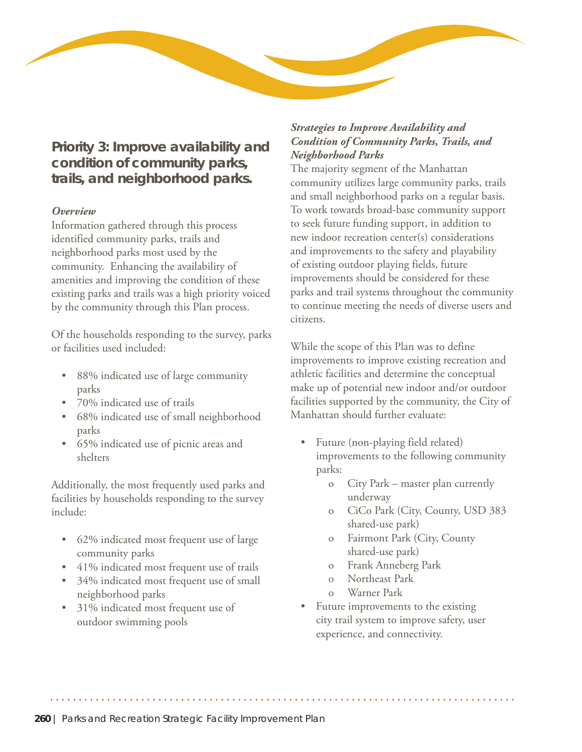## Priority 3: Improve availability and condition of community parks, trails, and neighborhood parks.

***Overview***

Information gathered through this process identified community parks, trails and neighborhood parks most used by the community. Enhancing the availability of amenities and improving the condition of these existing parks and trails was a high priority voiced by the community through this Plan process.

Of the households responding to the survey, parks or facilities used included:

- 88% indicated use of large community parks
- 70% indicated use of trails
- 68% indicated use of small neighborhood parks
- 65% indicated use of picnic areas and shelters

Additionally, the most frequently used parks and facilities by households responding to the survey include:

- 62% indicated most frequent use of large community parks
- 41% indicated most frequent use of trails
- 34% indicated most frequent use of small neighborhood parks
- 31% indicated most frequent use of outdoor swimming pools

***Strategies to Improve Availability and Condition of Community Parks, Trails, and Neighborhood Parks***

The majority segment of the Manhattan community utilizes large community parks, trails and small neighborhood parks on a regular basis. To work towards broad-base community support to seek future funding support, in addition to new indoor recreation center(s) considerations and improvements to the safety and playability of existing outdoor playing fields, future improvements should be considered for these parks and trail systems throughout the community to continue meeting the needs of diverse users and citizens.

While the scope of this Plan was to define improvements to improve existing recreation and athletic facilities and determine the conceptual make up of potential new indoor and/or outdoor facilities supported by the community, the City of Manhattan should further evaluate:

- Future (non-playing field related) improvements to the following community parks:
  - City Park – master plan currently underway
  - CiCo Park (City, County, USD 383 shared-use park)
  - Fairmont Park (City, County shared-use park)
  - Frank Anneberg Park
  - Northeast Park
  - Warner Park
- Future improvements to the existing city trail system to improve safety, user experience, and connectivity.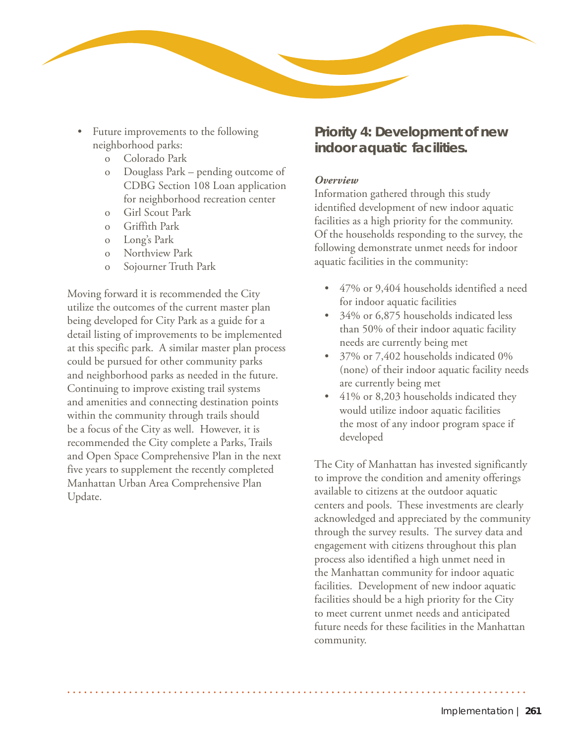- Future improvements to the following neighborhood parks:
  - Colorado Park
  - Douglass Park – pending outcome of CDBG Section 108 Loan application for neighborhood recreation center
  - Girl Scout Park
  - Griffith Park
  - Long's Park
  - Northview Park
  - Sojourner Truth Park

Moving forward it is recommended the City utilize the outcomes of the current master plan being developed for City Park as a guide for a detail listing of improvements to be implemented at this specific park. A similar master plan process could be pursued for other community parks and neighborhood parks as needed in the future. Continuing to improve existing trail systems and amenities and connecting destination points within the community through trails should be a focus of the City as well. However, it is recommended the City complete a Parks, Trails and Open Space Comprehensive Plan in the next five years to supplement the recently completed Manhattan Urban Area Comprehensive Plan Update.

## Priority 4: Development of new indoor aquatic facilities.

*Overview*

Information gathered through this study identified development of new indoor aquatic facilities as a high priority for the community. Of the households responding to the survey, the following demonstrate unmet needs for indoor aquatic facilities in the community:

- 47% or 9,404 households identified a need for indoor aquatic facilities
- 34% or 6,875 households indicated less than 50% of their indoor aquatic facility needs are currently being met
- 37% or 7,402 households indicated 0% (none) of their indoor aquatic facility needs are currently being met
- 41% or 8,203 households indicated they would utilize indoor aquatic facilities the most of any indoor program space if developed

The City of Manhattan has invested significantly to improve the condition and amenity offerings available to citizens at the outdoor aquatic centers and pools. These investments are clearly acknowledged and appreciated by the community through the survey results. The survey data and engagement with citizens throughout this plan process also identified a high unmet need in the Manhattan community for indoor aquatic facilities. Development of new indoor aquatic facilities should be a high priority for the City to meet current unmet needs and anticipated future needs for these facilities in the Manhattan community.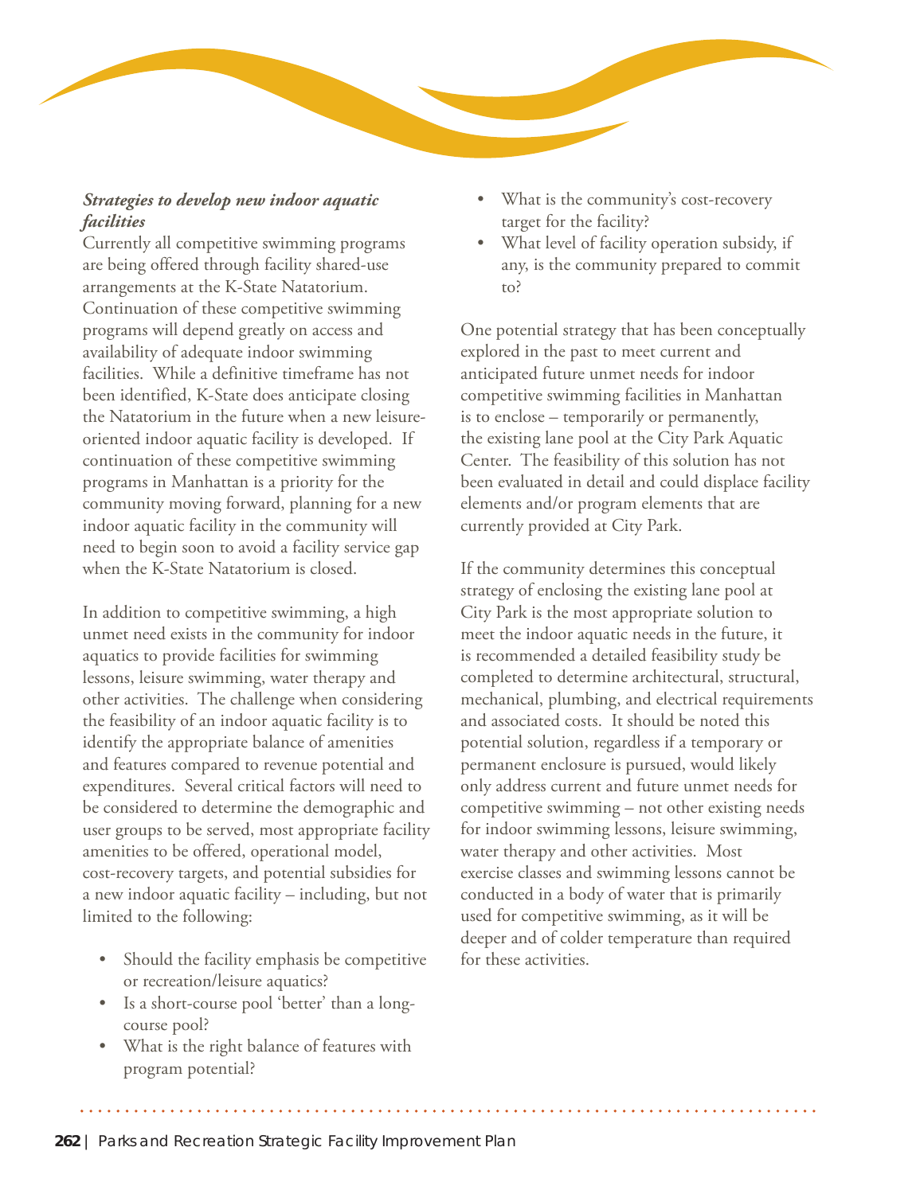***Strategies to develop new indoor aquatic facilities***

Currently all competitive swimming programs are being offered through facility shared-use arrangements at the K-State Natatorium. Continuation of these competitive swimming programs will depend greatly on access and availability of adequate indoor swimming facilities. While a definitive timeframe has not been identified, K-State does anticipate closing the Natatorium in the future when a new leisure-oriented indoor aquatic facility is developed. If continuation of these competitive swimming programs in Manhattan is a priority for the community moving forward, planning for a new indoor aquatic facility in the community will need to begin soon to avoid a facility service gap when the K-State Natatorium is closed.

In addition to competitive swimming, a high unmet need exists in the community for indoor aquatics to provide facilities for swimming lessons, leisure swimming, water therapy and other activities. The challenge when considering the feasibility of an indoor aquatic facility is to identify the appropriate balance of amenities and features compared to revenue potential and expenditures. Several critical factors will need to be considered to determine the demographic and user groups to be served, most appropriate facility amenities to be offered, operational model, cost-recovery targets, and potential subsidies for a new indoor aquatic facility – including, but not limited to the following:

- Should the facility emphasis be competitive or recreation/leisure aquatics?
- Is a short-course pool 'better' than a long-course pool?
- What is the right balance of features with program potential?
- What is the community's cost-recovery target for the facility?
- What level of facility operation subsidy, if any, is the community prepared to commit to?

One potential strategy that has been conceptually explored in the past to meet current and anticipated future unmet needs for indoor competitive swimming facilities in Manhattan is to enclose – temporarily or permanently, the existing lane pool at the City Park Aquatic Center. The feasibility of this solution has not been evaluated in detail and could displace facility elements and/or program elements that are currently provided at City Park.

If the community determines this conceptual strategy of enclosing the existing lane pool at City Park is the most appropriate solution to meet the indoor aquatic needs in the future, it is recommended a detailed feasibility study be completed to determine architectural, structural, mechanical, plumbing, and electrical requirements and associated costs. It should be noted this potential solution, regardless if a temporary or permanent enclosure is pursued, would likely only address current and future unmet needs for competitive swimming – not other existing needs for indoor swimming lessons, leisure swimming, water therapy and other activities. Most exercise classes and swimming lessons cannot be conducted in a body of water that is primarily used for competitive swimming, as it will be deeper and of colder temperature than required for these activities.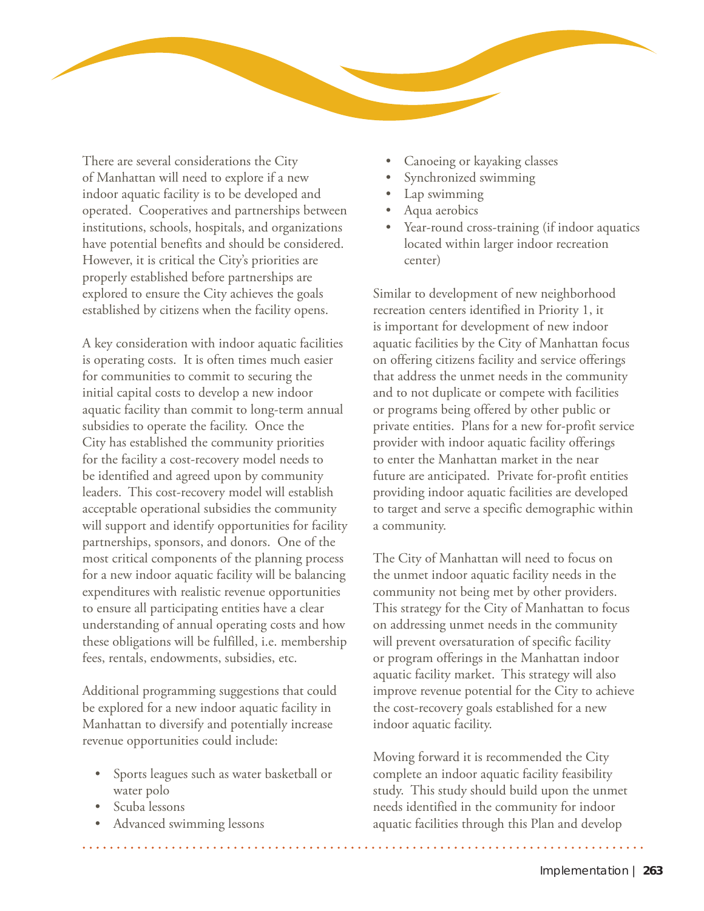There are several considerations the City of Manhattan will need to explore if a new indoor aquatic facility is to be developed and operated. Cooperatives and partnerships between institutions, schools, hospitals, and organizations have potential benefits and should be considered. However, it is critical the City's priorities are properly established before partnerships are explored to ensure the City achieves the goals established by citizens when the facility opens.

A key consideration with indoor aquatic facilities is operating costs. It is often times much easier for communities to commit to securing the initial capital costs to develop a new indoor aquatic facility than commit to long-term annual subsidies to operate the facility. Once the City has established the community priorities for the facility a cost-recovery model needs to be identified and agreed upon by community leaders. This cost-recovery model will establish acceptable operational subsidies the community will support and identify opportunities for facility partnerships, sponsors, and donors. One of the most critical components of the planning process for a new indoor aquatic facility will be balancing expenditures with realistic revenue opportunities to ensure all participating entities have a clear understanding of annual operating costs and how these obligations will be fulfilled, i.e. membership fees, rentals, endowments, subsidies, etc.

Additional programming suggestions that could be explored for a new indoor aquatic facility in Manhattan to diversify and potentially increase revenue opportunities could include:

- Sports leagues such as water basketball or water polo
- Scuba lessons
- Advanced swimming lessons
- Canoeing or kayaking classes
- Synchronized swimming
- Lap swimming
- Aqua aerobics
- Year-round cross-training (if indoor aquatics located within larger indoor recreation center)

Similar to development of new neighborhood recreation centers identified in Priority 1, it is important for development of new indoor aquatic facilities by the City of Manhattan focus on offering citizens facility and service offerings that address the unmet needs in the community and to not duplicate or compete with facilities or programs being offered by other public or private entities. Plans for a new for-profit service provider with indoor aquatic facility offerings to enter the Manhattan market in the near future are anticipated. Private for-profit entities providing indoor aquatic facilities are developed to target and serve a specific demographic within a community.

The City of Manhattan will need to focus on the unmet indoor aquatic facility needs in the community not being met by other providers. This strategy for the City of Manhattan to focus on addressing unmet needs in the community will prevent oversaturation of specific facility or program offerings in the Manhattan indoor aquatic facility market. This strategy will also improve revenue potential for the City to achieve the cost-recovery goals established for a new indoor aquatic facility.

Moving forward it is recommended the City complete an indoor aquatic facility feasibility study. This study should build upon the unmet needs identified in the community for indoor aquatic facilities through this Plan and develop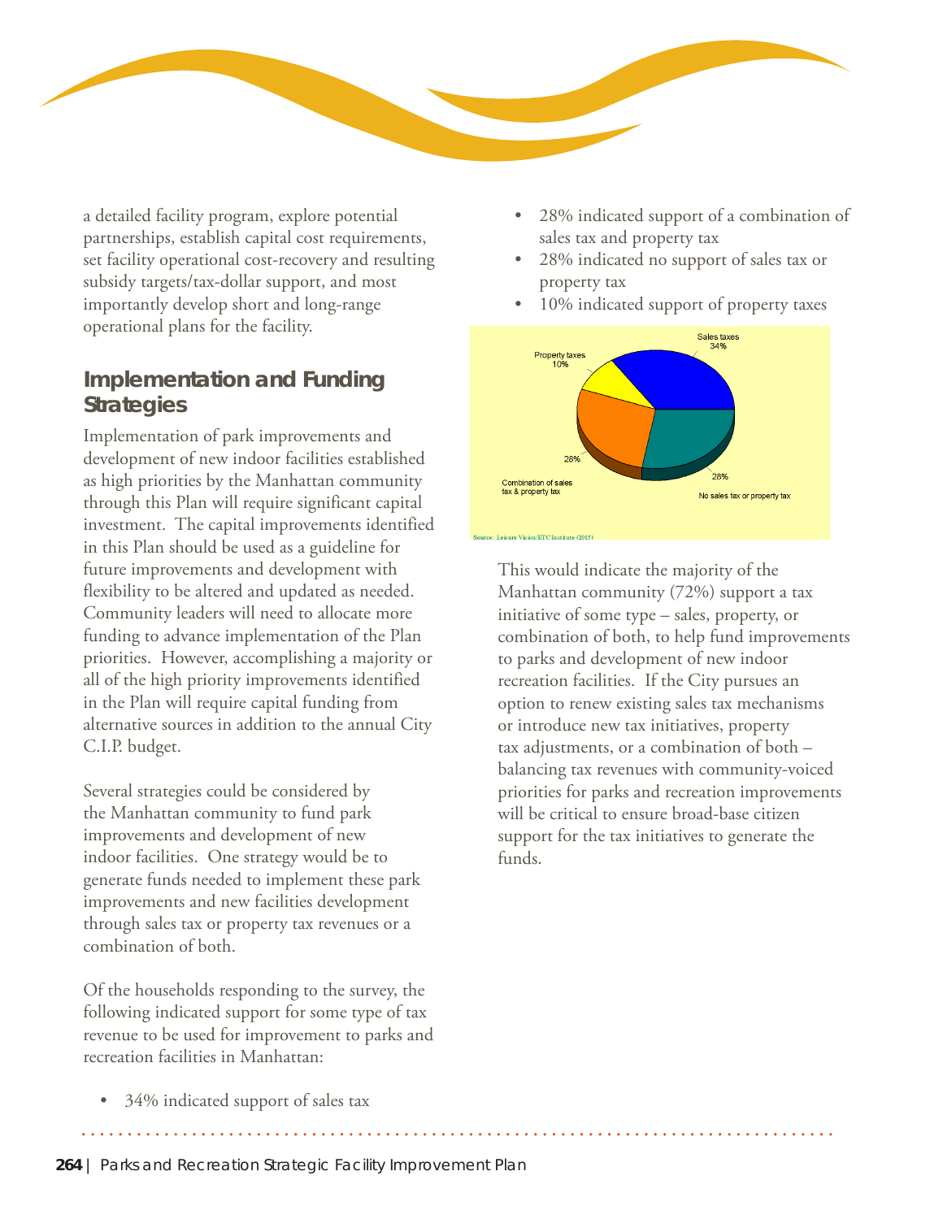a detailed facility program, explore potential partnerships, establish capital cost requirements, set facility operational cost-recovery and resulting subsidy targets/tax-dollar support, and most importantly develop short and long-range operational plans for the facility.

## Implementation and Funding Strategies

Implementation of park improvements and development of new indoor facilities established as high priorities by the Manhattan community through this Plan will require significant capital investment. The capital improvements identified in this Plan should be used as a guideline for future improvements and development with flexibility to be altered and updated as needed. Community leaders will need to allocate more funding to advance implementation of the Plan priorities. However, accomplishing a majority or all of the high priority improvements identified in the Plan will require capital funding from alternative sources in addition to the annual City C.I.P. budget.

Several strategies could be considered by the Manhattan community to fund park improvements and development of new indoor facilities. One strategy would be to generate funds needed to implement these park improvements and new facilities development through sales tax or property tax revenues or a combination of both.

Of the households responding to the survey, the following indicated support for some type of tax revenue to be used for improvement to parks and recreation facilities in Manhattan:

- 34% indicated support of sales tax
- 28% indicated support of a combination of sales tax and property tax
- 28% indicated no support of sales tax or property tax
- 10% indicated support of property taxes

Sales taxes 34%
Property taxes 10%
Combination of sales tax & property tax 28%
No sales tax or property tax 28%

Source: Leisure Vision/ETC Institute (2015)

This would indicate the majority of the Manhattan community (72%) support a tax initiative of some type – sales, property, or combination of both, to help fund improvements to parks and development of new indoor recreation facilities. If the City pursues an option to renew existing sales tax mechanisms or introduce new tax initiatives, property tax adjustments, or a combination of both – balancing tax revenues with community-voiced priorities for parks and recreation improvements will be critical to ensure broad-base citizen support for the tax initiatives to generate the funds.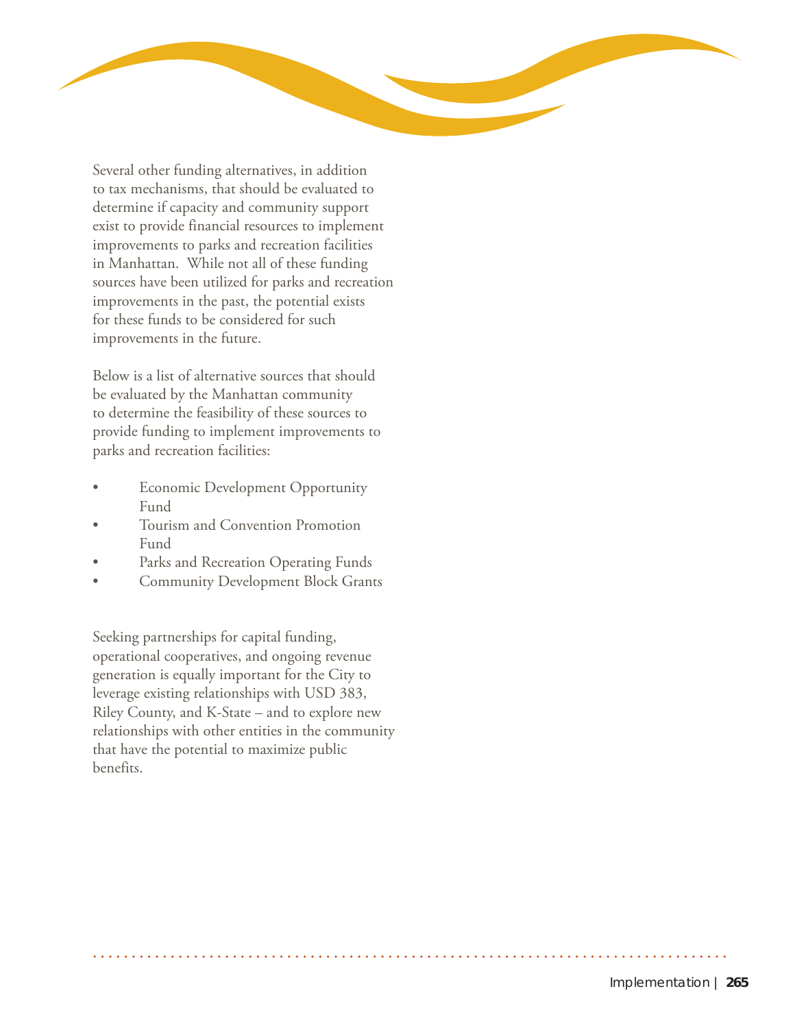Several other funding alternatives, in addition to tax mechanisms, that should be evaluated to determine if capacity and community support exist to provide financial resources to implement improvements to parks and recreation facilities in Manhattan. While not all of these funding sources have been utilized for parks and recreation improvements in the past, the potential exists for these funds to be considered for such improvements in the future.

Below is a list of alternative sources that should be evaluated by the Manhattan community to determine the feasibility of these sources to provide funding to implement improvements to parks and recreation facilities:

- Economic Development Opportunity Fund
- Tourism and Convention Promotion Fund
- Parks and Recreation Operating Funds
- Community Development Block Grants

Seeking partnerships for capital funding, operational cooperatives, and ongoing revenue generation is equally important for the City to leverage existing relationships with USD 383, Riley County, and K-State – and to explore new relationships with other entities in the community that have the potential to maximize public benefits.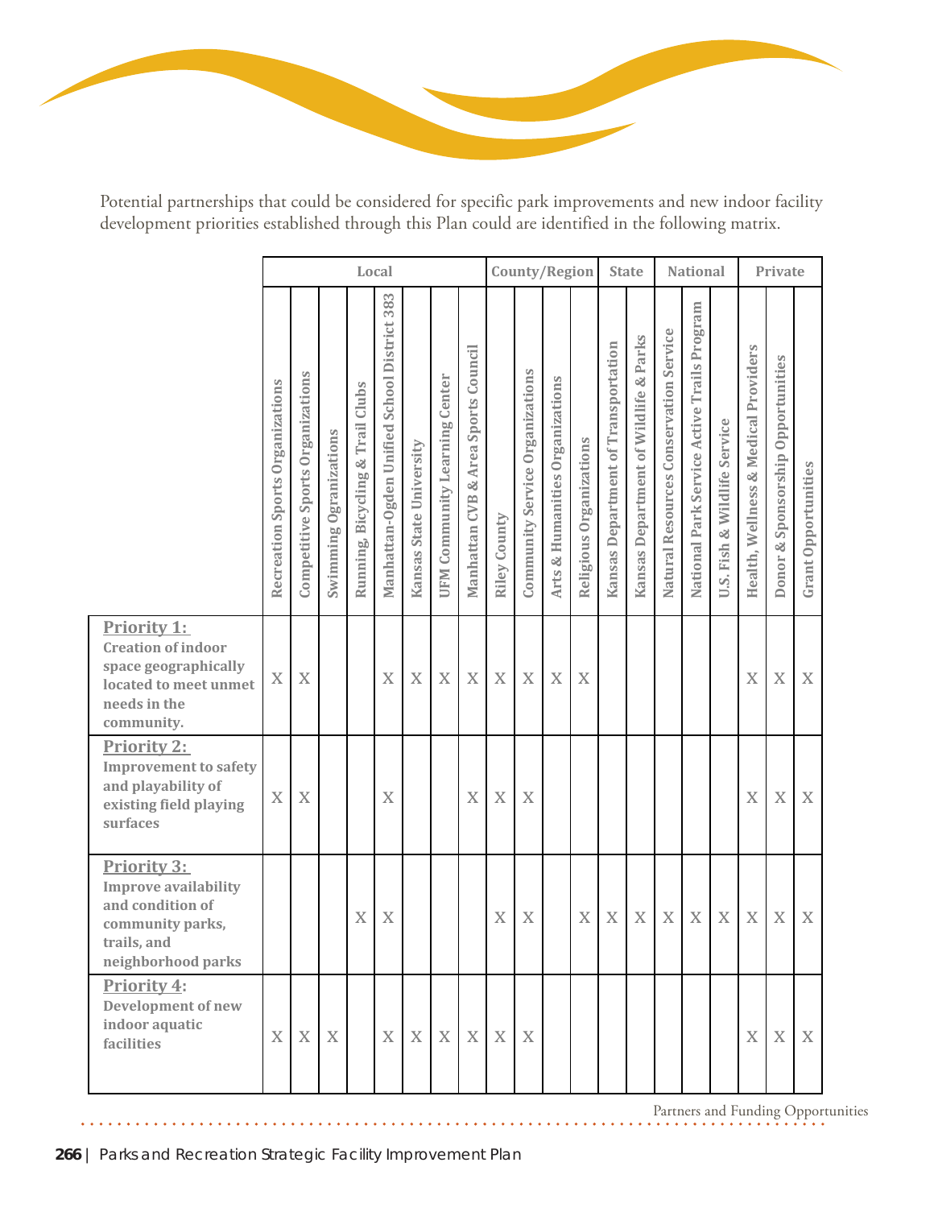Potential partnerships that could be considered for specific park improvements and new indoor facility development priorities established through this Plan could are identified in the following matrix.

| | Local | | | | | | | | County/Region | | | | State | | National | | | Private | | |
|---|---|---|---|---|---|---|---|---|---|---|---|---|---|---|---|---|---|---|---|---|
| | Recreation Sports Organizations | Competitive Sports Organizations | Swimming Ogrganizations | Running, Bicycling & Trail Clubs | Manhattan-Ogden Unified School District 383 | Kansas State University | UFM Community Learning Center | Manhattan CVB & Area Sports Council | Riley County | Community Service Organizations | Arts & Humanities Organizations | Religious Organizations | Kansas Department of Transportation | Kansas Department of Wildlife & Parks | Natural Resources Conservation Service | National Park Service Active Trails Program | U.S. Fish & Wildlife Service | Health, Wellness & Medical Providers | Donor & Sponsorship Opportunities | Grant Opportunities |
| **Priority 1:** Creation of indoor space geographically located to meet unmet needs in the community. | X | X | | | X | X | X | X | X | X | X | X | | | | | | X | X | X |
| **Priority 2:** Improvement to safety and playability of existing field playing surfaces | X | X | | | X | | | X | X | X | | | | | | | | X | X | X |
| **Priority 3:** Improve availability and condition of community parks, trails, and neighborhood parks | | | | X | X | | | | X | X | | X | X | X | X | X | X | X | X | X |
| **Priority 4:** Development of new indoor aquatic facilities | X | X | X | | X | X | X | X | X | X | | | | | | | | X | X | X |

Partners and Funding Opportunities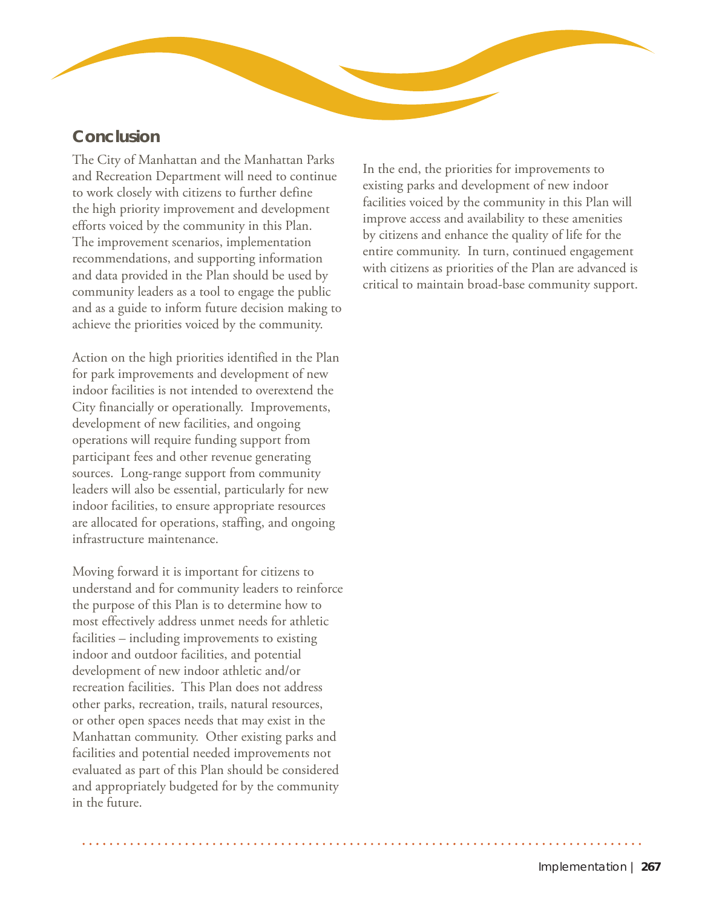## Conclusion

The City of Manhattan and the Manhattan Parks and Recreation Department will need to continue to work closely with citizens to further define the high priority improvement and development efforts voiced by the community in this Plan. The improvement scenarios, implementation recommendations, and supporting information and data provided in the Plan should be used by community leaders as a tool to engage the public and as a guide to inform future decision making to achieve the priorities voiced by the community.

Action on the high priorities identified in the Plan for park improvements and development of new indoor facilities is not intended to overextend the City financially or operationally. Improvements, development of new facilities, and ongoing operations will require funding support from participant fees and other revenue generating sources. Long-range support from community leaders will also be essential, particularly for new indoor facilities, to ensure appropriate resources are allocated for operations, staffing, and ongoing infrastructure maintenance.

Moving forward it is important for citizens to understand and for community leaders to reinforce the purpose of this Plan is to determine how to most effectively address unmet needs for athletic facilities – including improvements to existing indoor and outdoor facilities, and potential development of new indoor athletic and/or recreation facilities. This Plan does not address other parks, recreation, trails, natural resources, or other open spaces needs that may exist in the Manhattan community. Other existing parks and facilities and potential needed improvements not evaluated as part of this Plan should be considered and appropriately budgeted for by the community in the future.

In the end, the priorities for improvements to existing parks and development of new indoor facilities voiced by the community in this Plan will improve access and availability to these amenities by citizens and enhance the quality of life for the entire community. In turn, continued engagement with citizens as priorities of the Plan are advanced is critical to maintain broad-base community support.